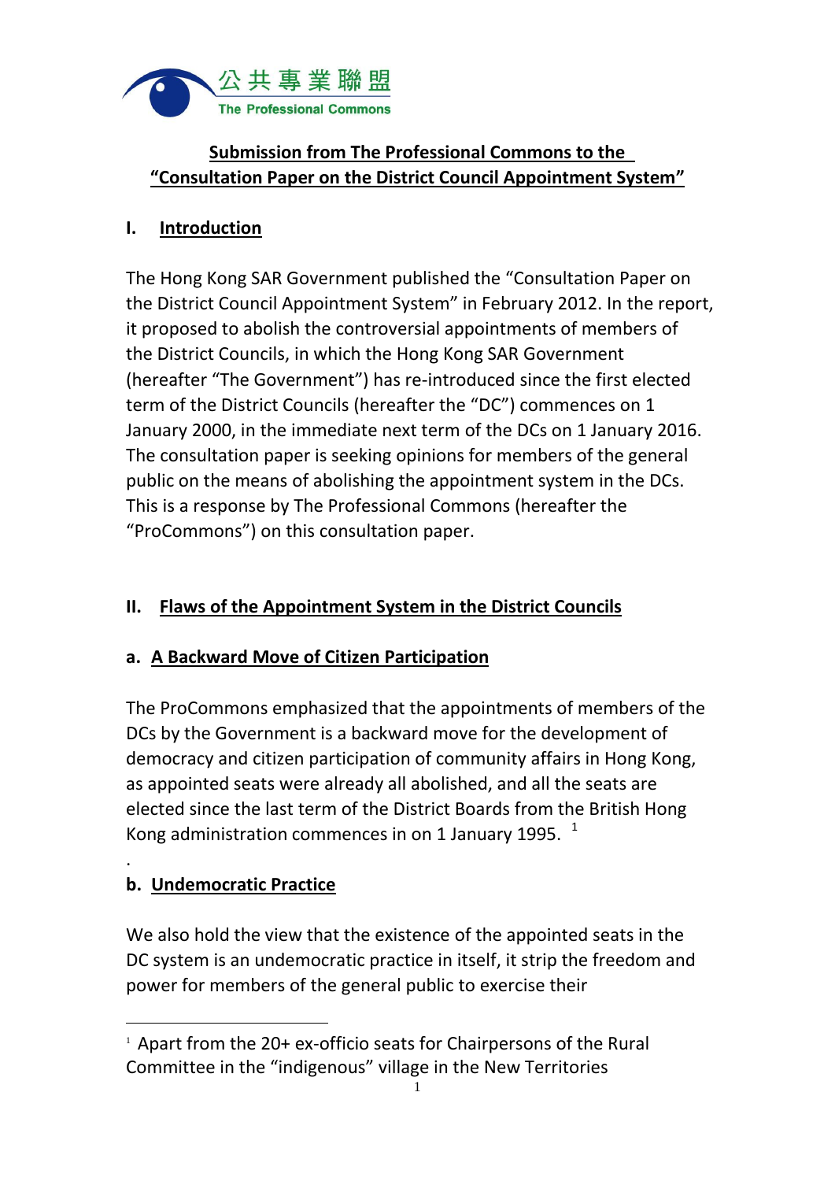公共專業聯盟
The Professional Commons

# Submission from The Professional Commons to the "Consultation Paper on the District Council Appointment System"

## I. Introduction

The Hong Kong SAR Government published the "Consultation Paper on the District Council Appointment System" in February 2012. In the report, it proposed to abolish the controversial appointments of members of the District Councils, in which the Hong Kong SAR Government (hereafter "The Government") has re-introduced since the first elected term of the District Councils (hereafter the "DC") commences on 1 January 2000, in the immediate next term of the DCs on 1 January 2016. The consultation paper is seeking opinions for members of the general public on the means of abolishing the appointment system in the DCs. This is a response by The Professional Commons (hereafter the "ProCommons") on this consultation paper.

## II. Flaws of the Appointment System in the District Councils

### a. A Backward Move of Citizen Participation

The ProCommons emphasized that the appointments of members of the DCs by the Government is a backward move for the development of democracy and citizen participation of community affairs in Hong Kong, as appointed seats were already all abolished, and all the seats are elected since the last term of the District Boards from the British Hong Kong administration commences in on 1 January 1995. [1]

.

### b. Undemocratic Practice

We also hold the view that the existence of the appointed seats in the DC system is an undemocratic practice in itself, it strip the freedom and power for members of the general public to exercise their

---

[1] Apart from the 20+ ex-officio seats for Chairpersons of the Rural Committee in the "indigenous" village in the New Territories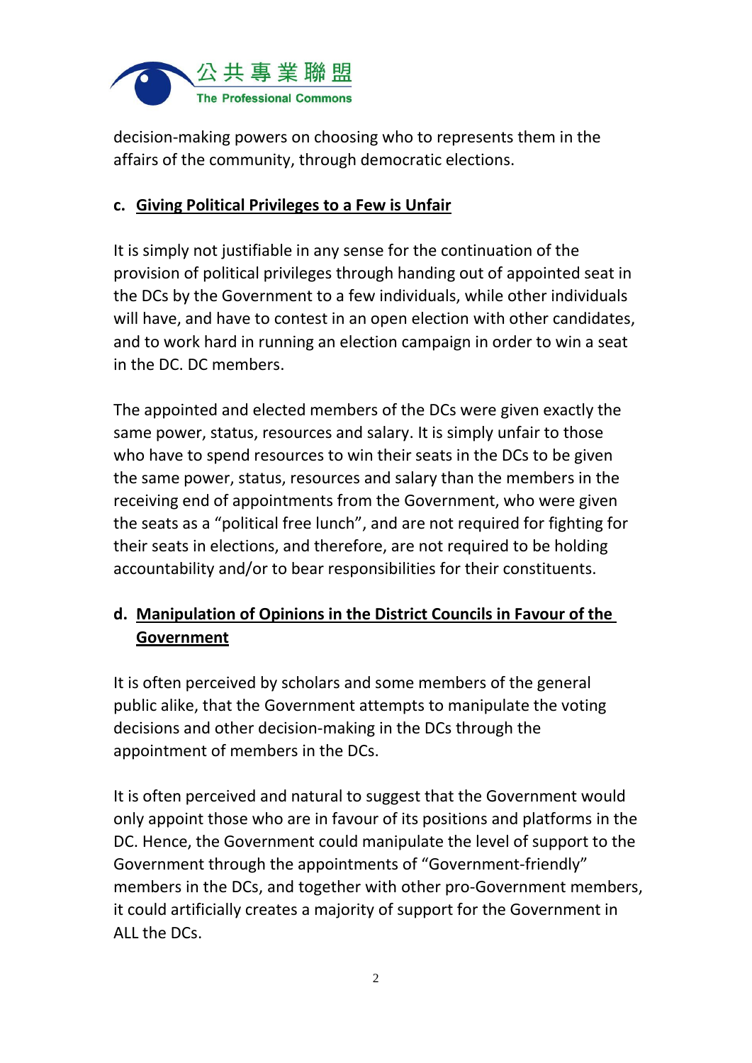decision-making powers on choosing who to represents them in the affairs of the community, through democratic elections.

### c. Giving Political Privileges to a Few is Unfair

It is simply not justifiable in any sense for the continuation of the provision of political privileges through handing out of appointed seat in the DCs by the Government to a few individuals, while other individuals will have, and have to contest in an open election with other candidates, and to work hard in running an election campaign in order to win a seat in the DC. DC members.

The appointed and elected members of the DCs were given exactly the same power, status, resources and salary. It is simply unfair to those who have to spend resources to win their seats in the DCs to be given the same power, status, resources and salary than the members in the receiving end of appointments from the Government, who were given the seats as a "political free lunch", and are not required for fighting for their seats in elections, and therefore, are not required to be holding accountability and/or to bear responsibilities for their constituents.

### d. Manipulation of Opinions in the District Councils in Favour of the Government

It is often perceived by scholars and some members of the general public alike, that the Government attempts to manipulate the voting decisions and other decision-making in the DCs through the appointment of members in the DCs.

It is often perceived and natural to suggest that the Government would only appoint those who are in favour of its positions and platforms in the DC. Hence, the Government could manipulate the level of support to the Government through the appointments of "Government-friendly" members in the DCs, and together with other pro-Government members, it could artificially creates a majority of support for the Government in ALL the DCs.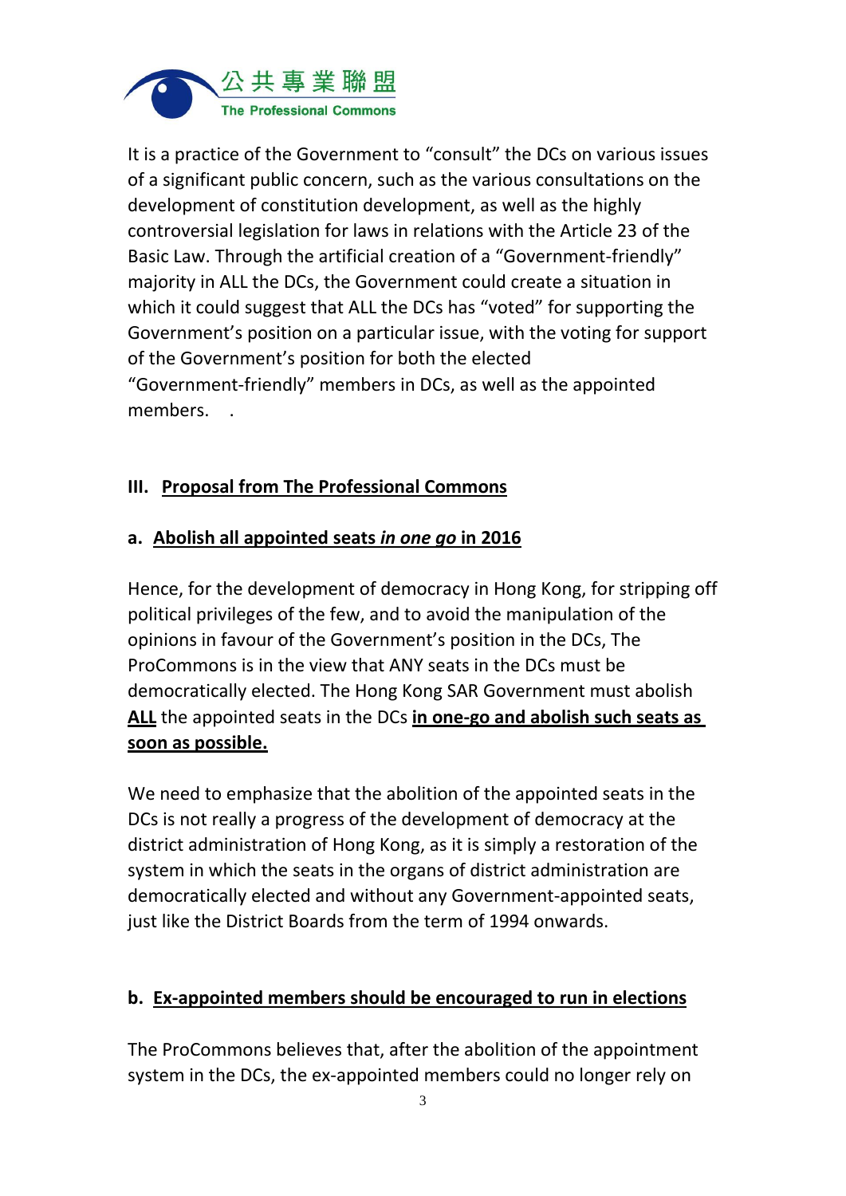It is a practice of the Government to "consult" the DCs on various issues of a significant public concern, such as the various consultations on the development of constitution development, as well as the highly controversial legislation for laws in relations with the Article 23 of the Basic Law. Through the artificial creation of a "Government-friendly" majority in ALL the DCs, the Government could create a situation in which it could suggest that ALL the DCs has "voted" for supporting the Government's position on a particular issue, with the voting for support of the Government's position for both the elected "Government-friendly" members in DCs, as well as the appointed members. .

## III. Proposal from The Professional Commons

### a. Abolish all appointed seats *in one go* in 2016

Hence, for the development of democracy in Hong Kong, for stripping off political privileges of the few, and to avoid the manipulation of the opinions in favour of the Government's position in the DCs, The ProCommons is in the view that ANY seats in the DCs must be democratically elected. The Hong Kong SAR Government must abolish **ALL** the appointed seats in the DCs **in one-go and abolish such seats as soon as possible.**

We need to emphasize that the abolition of the appointed seats in the DCs is not really a progress of the development of democracy at the district administration of Hong Kong, as it is simply a restoration of the system in which the seats in the organs of district administration are democratically elected and without any Government-appointed seats, just like the District Boards from the term of 1994 onwards.

### b. Ex-appointed members should be encouraged to run in elections

The ProCommons believes that, after the abolition of the appointment system in the DCs, the ex-appointed members could no longer rely on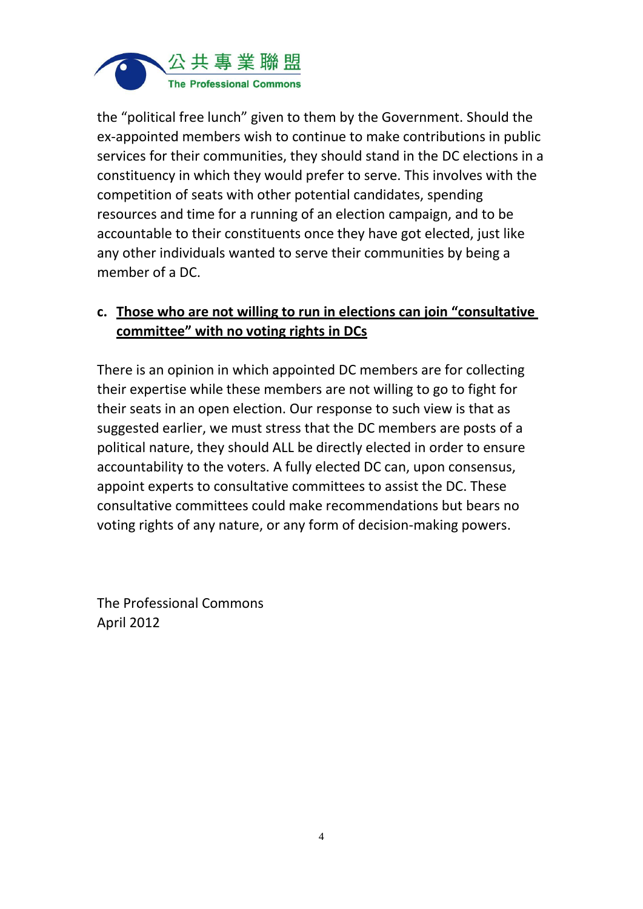the "political free lunch" given to them by the Government. Should the ex-appointed members wish to continue to make contributions in public services for their communities, they should stand in the DC elections in a constituency in which they would prefer to serve. This involves with the competition of seats with other potential candidates, spending resources and time for a running of an election campaign, and to be accountable to their constituents once they have got elected, just like any other individuals wanted to serve their communities by being a member of a DC.

**c. <u>Those who are not willing to run in elections can join "consultative committee" with no voting rights in DCs</u>**

There is an opinion in which appointed DC members are for collecting their expertise while these members are not willing to go to fight for their seats in an open election. Our response to such view is that as suggested earlier, we must stress that the DC members are posts of a political nature, they should ALL be directly elected in order to ensure accountability to the voters. A fully elected DC can, upon consensus, appoint experts to consultative committees to assist the DC. These consultative committees could make recommendations but bears no voting rights of any nature, or any form of decision-making powers.

The Professional Commons
April 2012